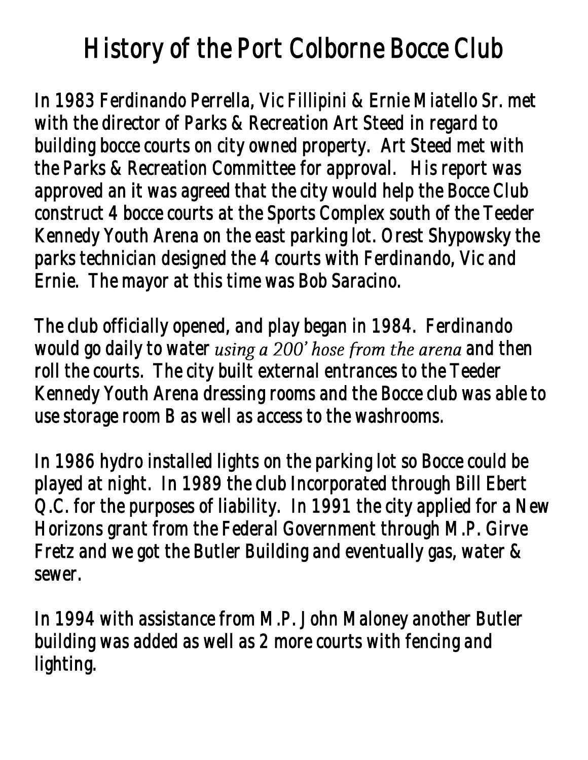# History of the Port Colborne Bocce Club

In 1983 Ferdinando Perrella, Vic Fillipini & Ernie Miatello Sr. met with the director of Parks & Recreation Art Steed in regard to building bocce courts on city owned property. Art Steed met with the Parks & Recreation Committee for approval. His report was approved an it was agreed that the city would help the Bocce Club construct 4 bocce courts at the Sports Complex south of the Teeder Kennedy Youth Arena on the east parking lot. Orest Shypowsky the parks technician designed the 4 courts with Ferdinando, Vic and Ernie. The mayor at this time was Bob Saracino.

The club officially opened, and play began in 1984. Ferdinando would go daily to water *using a 200' hose from the arena* and then roll the courts. The city built external entrances to the Teeder Kennedy Youth Arena dressing rooms and the Bocce club was able to use storage room B as well as access to the washrooms.

In 1986 hydro installed lights on the parking lot so Bocce could be played at night. In 1989 the club Incorporated through Bill Ebert Q.C. for the purposes of liability. In 1991 the city applied for a New Horizons grant from the Federal Government through M.P. Girve Fretz and we got the Butler Building and eventually gas, water & sewer.

In 1994 with assistance from M.P. John Maloney another Butler building was added as well as 2 more courts with fencing and lighting.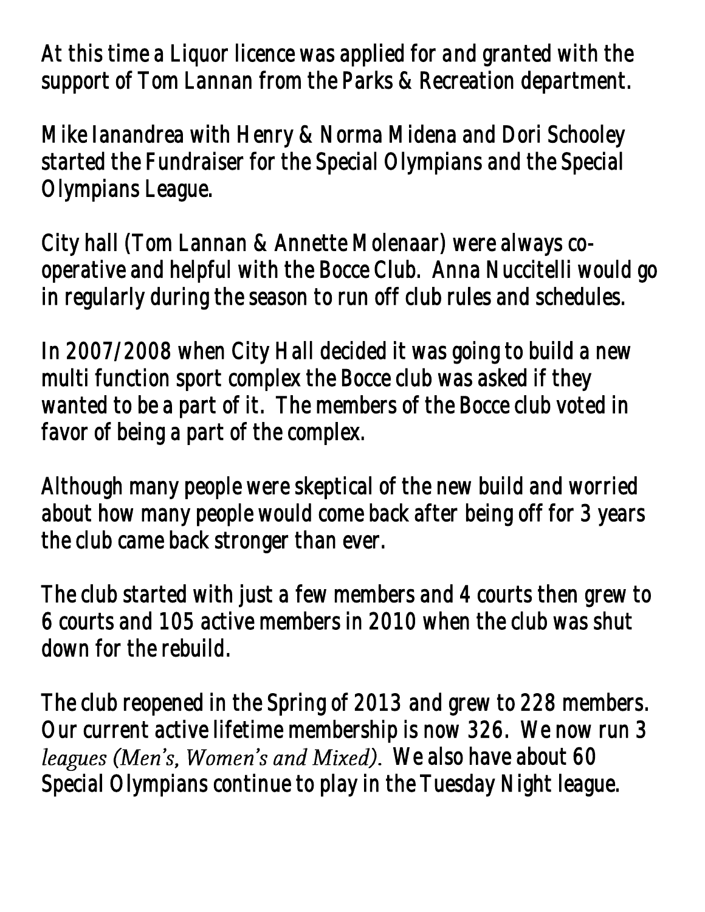At this time a Liquor licence was applied for and granted with the support of Tom Lannan from the Parks & Recreation department.

Mike Ianandrea with Henry & Norma Midena and Dori Schooley started the Fundraiser for the Special Olympians and the Special Olympians League.

City hall (Tom Lannan & Annette Molenaar) were always co-operative and helpful with the Bocce Club. Anna Nuccitelli would go in regularly during the season to run off club rules and schedules.

In 2007/2008 when City Hall decided it was going to build a new multi function sport complex the Bocce club was asked if they wanted to be a part of it. The members of the Bocce club voted in favor of being a part of the complex.

Although many people were skeptical of the new build and worried about how many people would come back after being off for 3 years the club came back stronger than ever.

The club started with just a few members and 4 courts then grew to 6 courts and 105 active members in 2010 when the club was shut down for the rebuild.

The club reopened in the Spring of 2013 and grew to 228 members. Our current active lifetime membership is now 326. We now run 3 leagues (Men's, Women's and Mixed). We also have about 60 Special Olympians continue to play in the Tuesday Night league.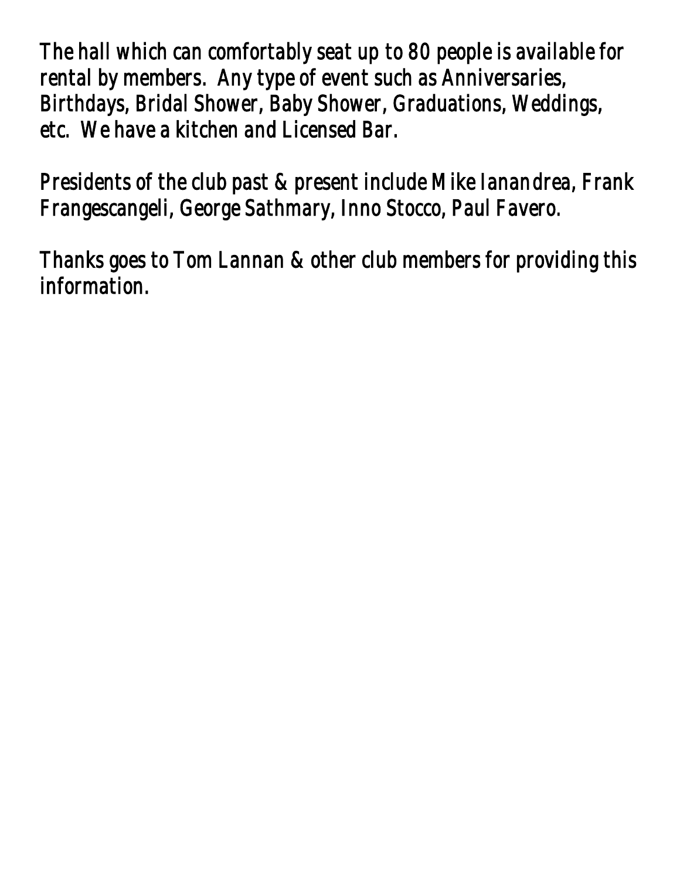The hall which can comfortably seat up to 80 people is available for rental by members. Any type of event such as Anniversaries, Birthdays, Bridal Shower, Baby Shower, Graduations, Weddings, etc. We have a kitchen and Licensed Bar.

Presidents of the club past & present include Mike Ianandrea, Frank Frangescangeli, George Sathmary, Inno Stocco, Paul Favero.

Thanks goes to Tom Lannan & other club members for providing this information.